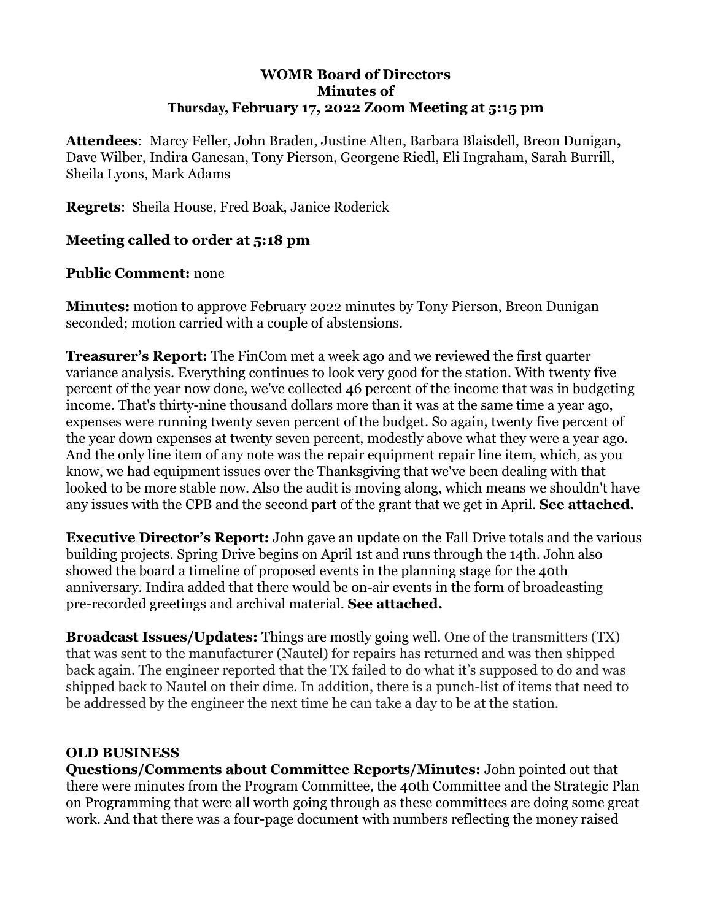**WOMR Board of Directors**
**Minutes of**
**Thursday, February 17, 2022 Zoom Meeting at 5:15 pm**

**Attendees**: Marcy Feller, John Braden, Justine Alten, Barbara Blaisdell, Breon Dunigan**,** Dave Wilber, Indira Ganesan, Tony Pierson, Georgene Riedl, Eli Ingraham, Sarah Burrill, Sheila Lyons, Mark Adams

**Regrets**: Sheila House, Fred Boak, Janice Roderick

**Meeting called to order at 5:18 pm**

**Public Comment:** none

**Minutes:** motion to approve February 2022 minutes by Tony Pierson, Breon Dunigan seconded; motion carried with a couple of abstensions.

**Treasurer's Report:** The FinCom met a week ago and we reviewed the first quarter variance analysis. Everything continues to look very good for the station. With twenty five percent of the year now done, we've collected 46 percent of the income that was in budgeting income. That's thirty-nine thousand dollars more than it was at the same time a year ago, expenses were running twenty seven percent of the budget. So again, twenty five percent of the year down expenses at twenty seven percent, modestly above what they were a year ago. And the only line item of any note was the repair equipment repair line item, which, as you know, we had equipment issues over the Thanksgiving that we've been dealing with that looked to be more stable now. Also the audit is moving along, which means we shouldn't have any issues with the CPB and the second part of the grant that we get in April. **See attached.**

**Executive Director's Report:** John gave an update on the Fall Drive totals and the various building projects. Spring Drive begins on April 1st and runs through the 14th. John also showed the board a timeline of proposed events in the planning stage for the 40th anniversary. Indira added that there would be on-air events in the form of broadcasting pre-recorded greetings and archival material. **See attached.**

**Broadcast Issues/Updates:** Things are mostly going well. One of the transmitters (TX) that was sent to the manufacturer (Nautel) for repairs has returned and was then shipped back again. The engineer reported that the TX failed to do what it's supposed to do and was shipped back to Nautel on their dime. In addition, there is a punch-list of items that need to be addressed by the engineer the next time he can take a day to be at the station.

**OLD BUSINESS**

**Questions/Comments about Committee Reports/Minutes:** John pointed out that there were minutes from the Program Committee, the 40th Committee and the Strategic Plan on Programming that were all worth going through as these committees are doing some great work. And that there was a four-page document with numbers reflecting the money raised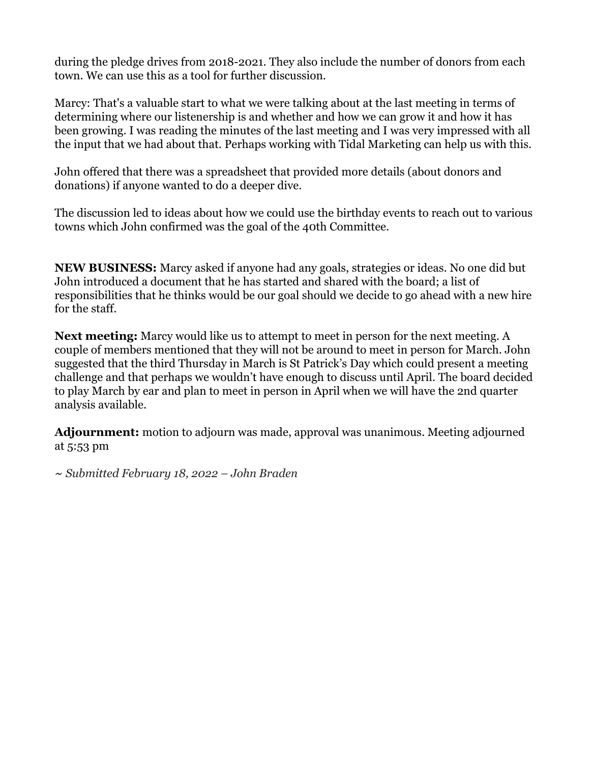during the pledge drives from 2018-2021. They also include the number of donors from each town. We can use this as a tool for further discussion.

Marcy: That's a valuable start to what we were talking about at the last meeting in terms of determining where our listenership is and whether and how we can grow it and how it has been growing. I was reading the minutes of the last meeting and I was very impressed with all the input that we had about that. Perhaps working with Tidal Marketing can help us with this.

John offered that there was a spreadsheet that provided more details (about donors and donations) if anyone wanted to do a deeper dive.

The discussion led to ideas about how we could use the birthday events to reach out to various towns which John confirmed was the goal of the 40th Committee.

**NEW BUSINESS:** Marcy asked if anyone had any goals, strategies or ideas. No one did but John introduced a document that he has started and shared with the board; a list of responsibilities that he thinks would be our goal should we decide to go ahead with a new hire for the staff.

**Next meeting:** Marcy would like us to attempt to meet in person for the next meeting. A couple of members mentioned that they will not be around to meet in person for March. John suggested that the third Thursday in March is St Patrick's Day which could present a meeting challenge and that perhaps we wouldn't have enough to discuss until April. The board decided to play March by ear and plan to meet in person in April when we will have the 2nd quarter analysis available.

**Adjournment:** motion to adjourn was made, approval was unanimous. Meeting adjourned at 5:53 pm

*~ Submitted February 18, 2022 – John Braden*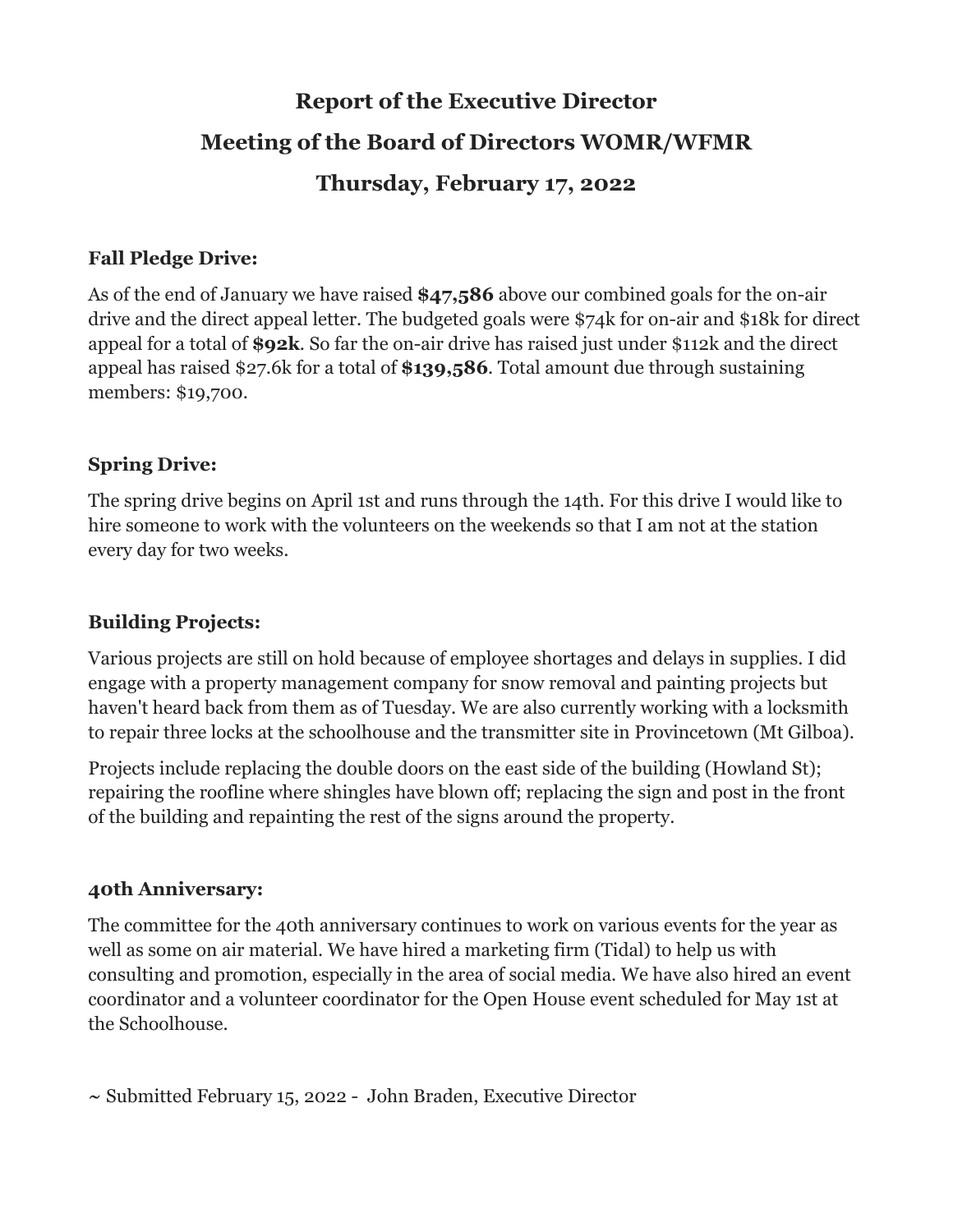# Report of the Executive Director

## Meeting of the Board of Directors WOMR/WFMR

## Thursday, February 17, 2022

### Fall Pledge Drive:

As of the end of January we have raised **$47,586** above our combined goals for the on-air drive and the direct appeal letter. The budgeted goals were $74k for on-air and $18k for direct appeal for a total of **$92k**. So far the on-air drive has raised just under $112k and the direct appeal has raised $27.6k for a total of **$139,586**. Total amount due through sustaining members: $19,700.

### Spring Drive:

The spring drive begins on April 1st and runs through the 14th. For this drive I would like to hire someone to work with the volunteers on the weekends so that I am not at the station every day for two weeks.

### Building Projects:

Various projects are still on hold because of employee shortages and delays in supplies. I did engage with a property management company for snow removal and painting projects but haven't heard back from them as of Tuesday. We are also currently working with a locksmith to repair three locks at the schoolhouse and the transmitter site in Provincetown (Mt Gilboa).

Projects include replacing the double doors on the east side of the building (Howland St); repairing the roofline where shingles have blown off; replacing the sign and post in the front of the building and repainting the rest of the signs around the property.

### 40th Anniversary:

The committee for the 40th anniversary continues to work on various events for the year as well as some on air material. We have hired a marketing firm (Tidal) to help us with consulting and promotion, especially in the area of social media. We have also hired an event coordinator and a volunteer coordinator for the Open House event scheduled for May 1st at the Schoolhouse.

~ Submitted February 15, 2022 - John Braden, Executive Director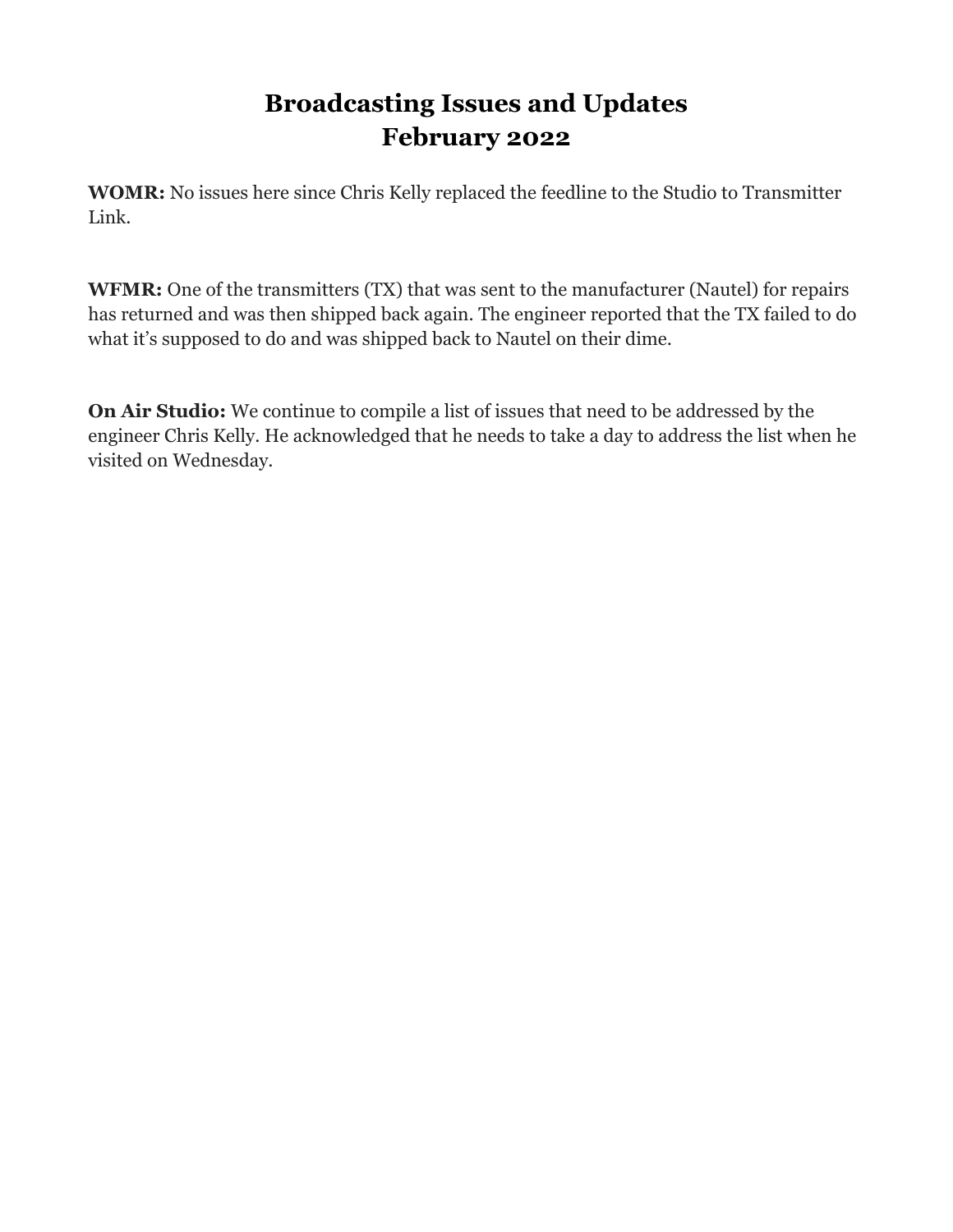# Broadcasting Issues and Updates
# February 2022

**WOMR:** No issues here since Chris Kelly replaced the feedline to the Studio to Transmitter Link.

**WFMR:** One of the transmitters (TX) that was sent to the manufacturer (Nautel) for repairs has returned and was then shipped back again. The engineer reported that the TX failed to do what it's supposed to do and was shipped back to Nautel on their dime.

**On Air Studio:** We continue to compile a list of issues that need to be addressed by the engineer Chris Kelly. He acknowledged that he needs to take a day to address the list when he visited on Wednesday.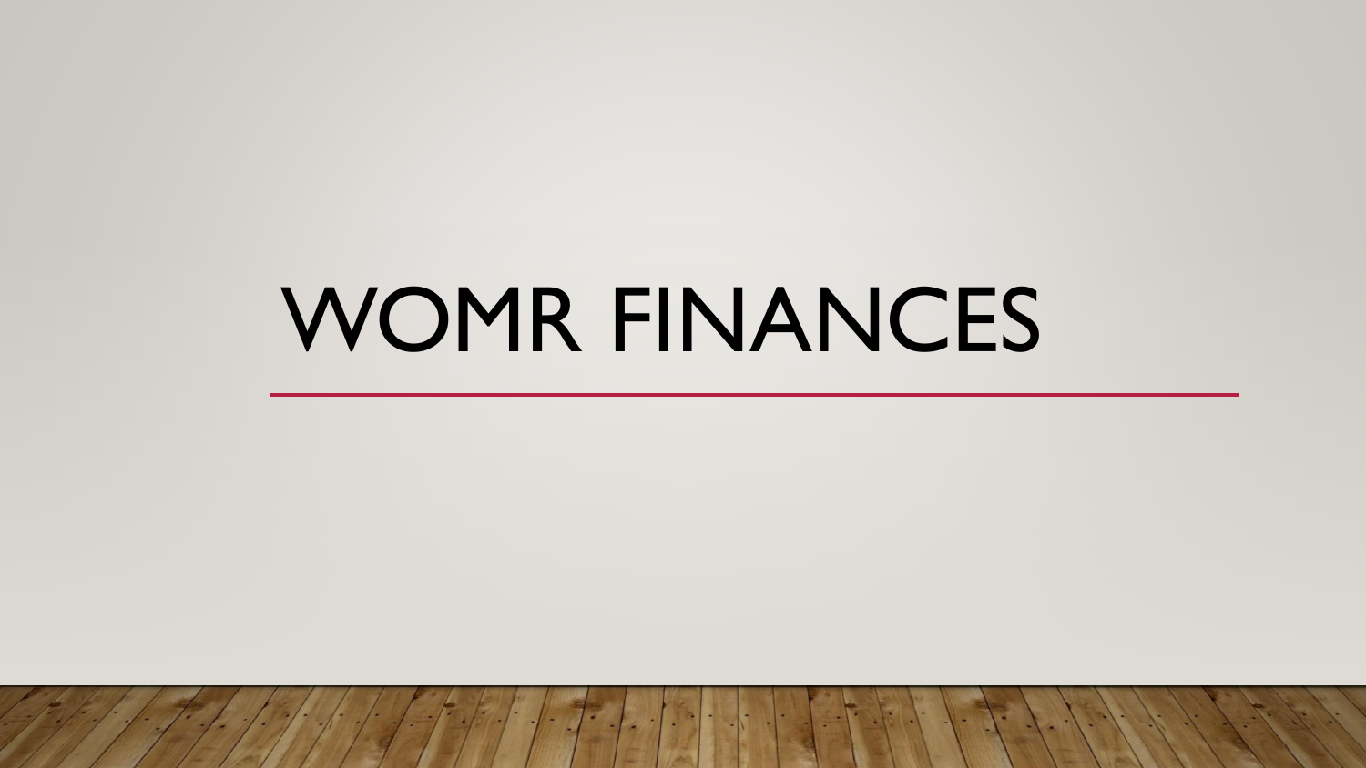# WOMR FINANCES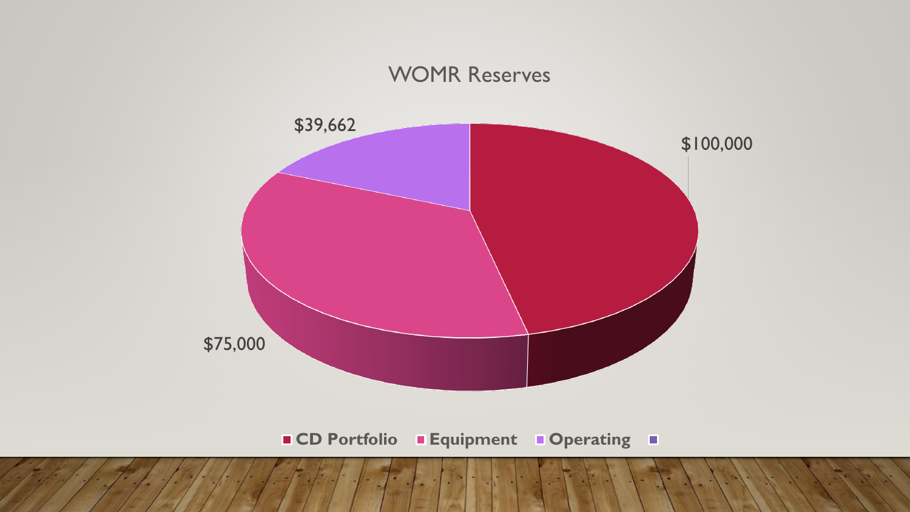# WOMR Reserves

| Category | Amount |
| --- | --- |
| CD Portfolio | $100,000 |
| Equipment | $75,000 |
| Operating | $39,662 |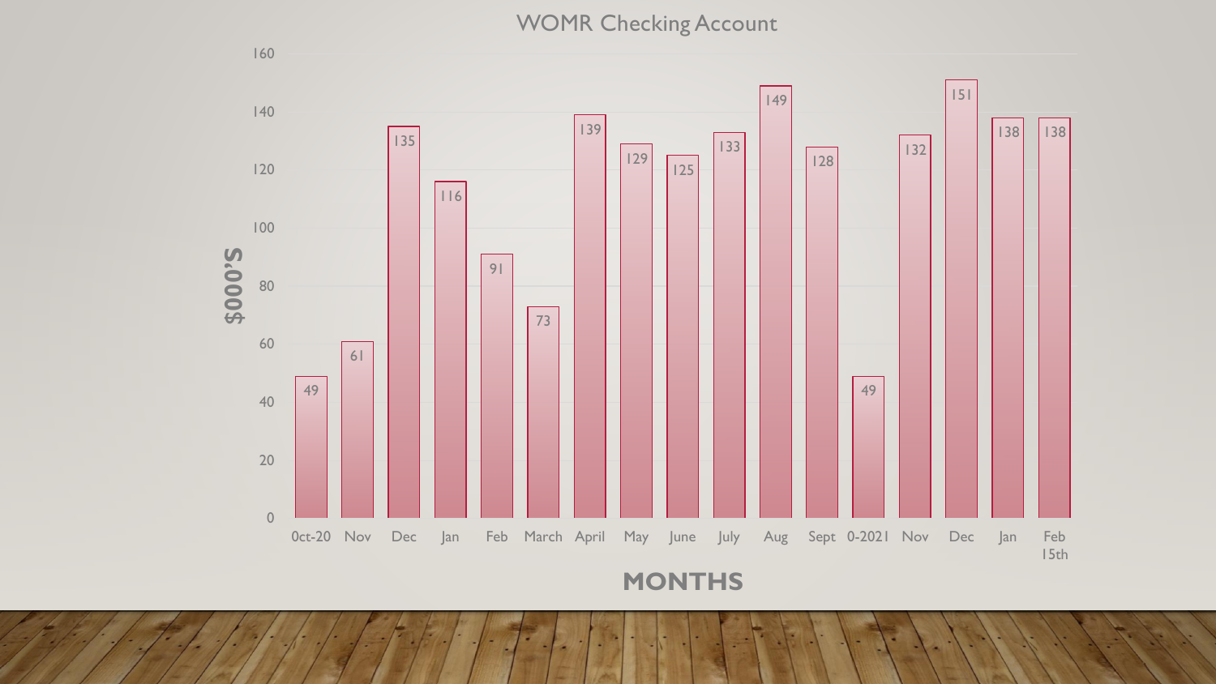# WOMR Checking Account

160
140
120
100
80
60
40
20
0

$000'S

49
61
135
116
91
73
139
129
125
133
149
128
49
132
151
138
138

0ct-20 Nov Dec Jan Feb March April May June July Aug Sept 0-2021 Nov Dec Jan Feb 15th

MONTHS